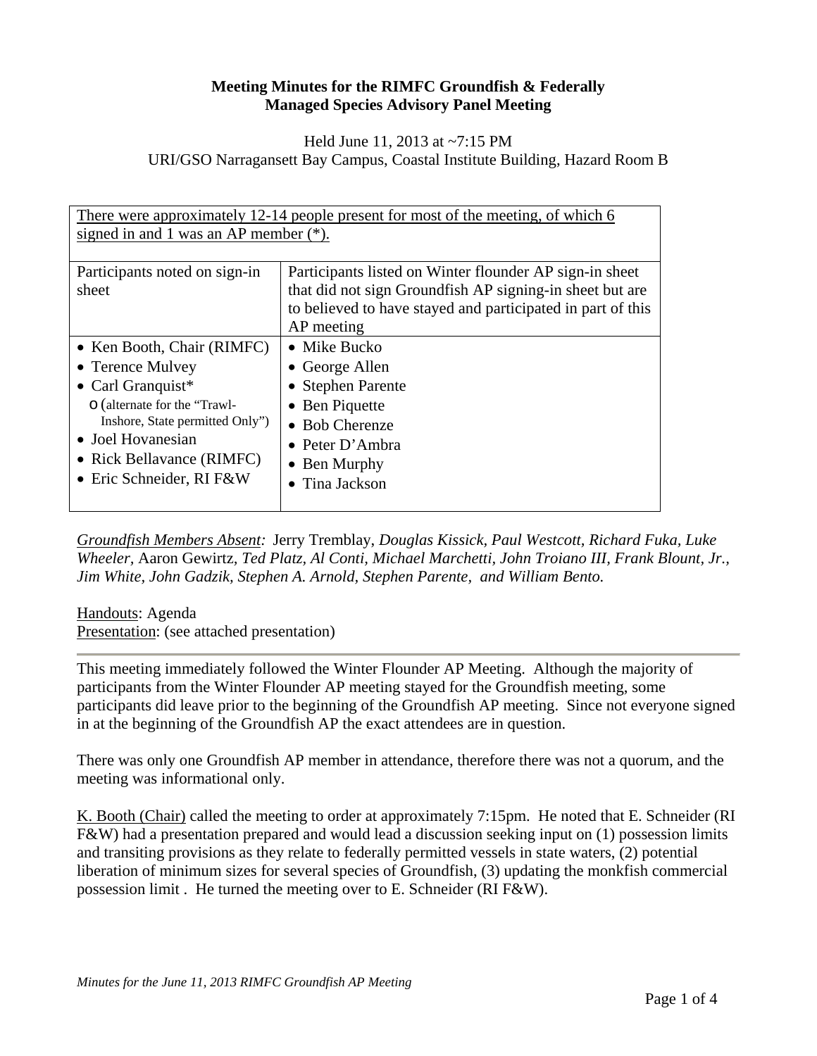**Meeting Minutes for the RIMFC Groundfish & Federally Managed Species Advisory Panel Meeting**

Held June 11, 2013 at ~7:15 PM
URI/GSO Narragansett Bay Campus, Coastal Institute Building, Hazard Room B

| There were approximately 12-14 people present for most of the meeting, of which 6 signed in and 1 was an AP member (*). | |
|---|---|
| Participants noted on sign-in sheet | Participants listed on Winter flounder AP sign-in sheet that did not sign Groundfish AP signing-in sheet but are to believed to have stayed and participated in part of this AP meeting |
| • Ken Booth, Chair (RIMFC)<br>• Terence Mulvey<br>• Carl Granquist*<br>o (alternate for the "Trawl-Inshore, State permitted Only")<br>• Joel Hovanesian<br>• Rick Bellavance (RIMFC)<br>• Eric Schneider, RI F&W | • Mike Bucko<br>• George Allen<br>• Stephen Parente<br>• Ben Piquette<br>• Bob Cherenze<br>• Peter D'Ambra<br>• Ben Murphy<br>• Tina Jackson |

*Groundfish Members Absent:* Jerry Tremblay, *Douglas Kissick, Paul Westcott, Richard Fuka, Luke Wheeler,* Aaron Gewirtz, *Ted Platz, Al Conti, Michael Marchetti, John Troiano III, Frank Blount, Jr., Jim White, John Gadzik, Stephen A. Arnold, Stephen Parente, and William Bento.*

Handouts: Agenda
Presentation: (see attached presentation)

---

This meeting immediately followed the Winter Flounder AP Meeting. Although the majority of participants from the Winter Flounder AP meeting stayed for the Groundfish meeting, some participants did leave prior to the beginning of the Groundfish AP meeting. Since not everyone signed in at the beginning of the Groundfish AP the exact attendees are in question.

There was only one Groundfish AP member in attendance, therefore there was not a quorum, and the meeting was informational only.

K. Booth (Chair) called the meeting to order at approximately 7:15pm. He noted that E. Schneider (RI F&W) had a presentation prepared and would lead a discussion seeking input on (1) possession limits and transiting provisions as they relate to federally permitted vessels in state waters, (2) potential liberation of minimum sizes for several species of Groundfish, (3) updating the monkfish commercial possession limit . He turned the meeting over to E. Schneider (RI F&W).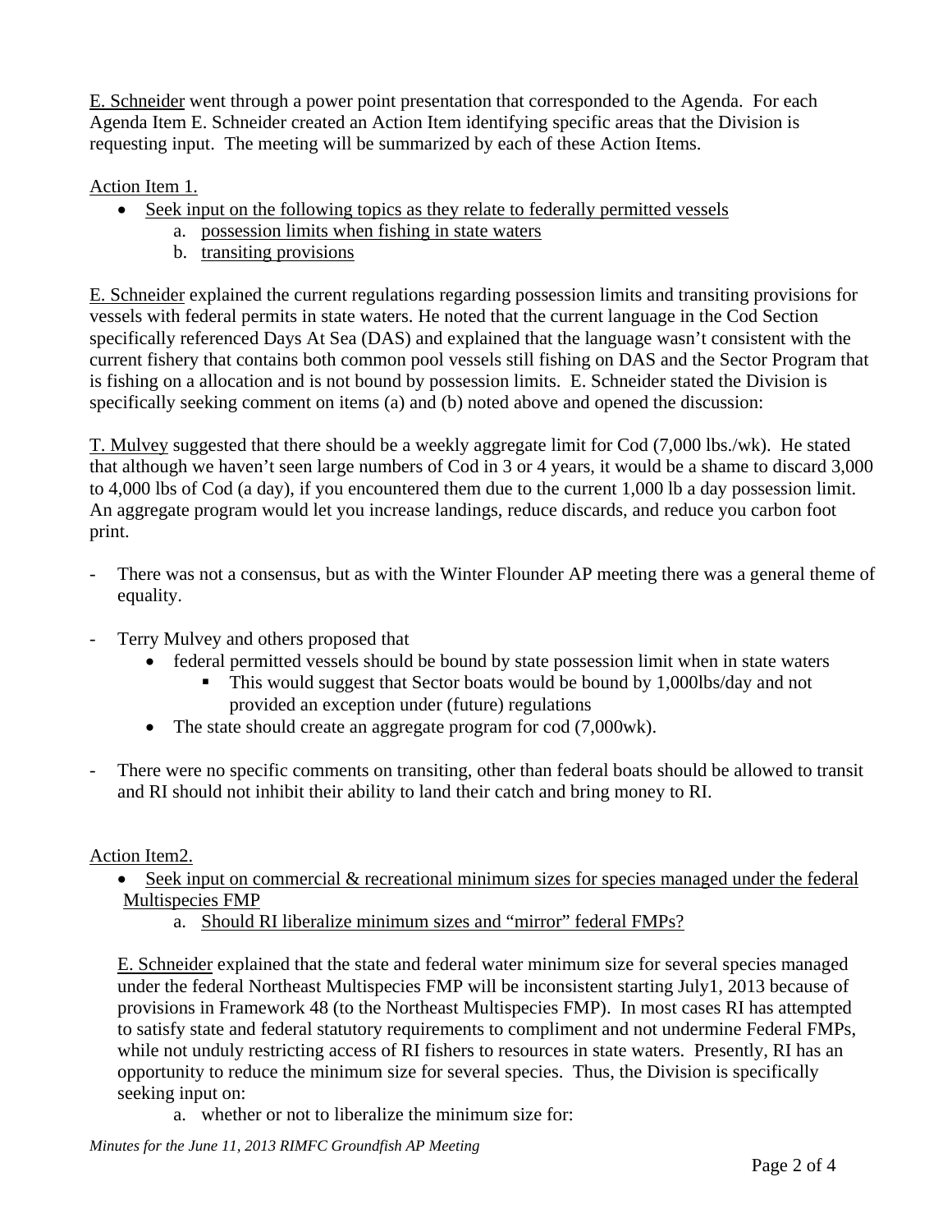E. Schneider went through a power point presentation that corresponded to the Agenda. For each Agenda Item E. Schneider created an Action Item identifying specific areas that the Division is requesting input. The meeting will be summarized by each of these Action Items.

Action Item 1.

- Seek input on the following topics as they relate to federally permitted vessels
  a. possession limits when fishing in state waters
  b. transiting provisions

E. Schneider explained the current regulations regarding possession limits and transiting provisions for vessels with federal permits in state waters. He noted that the current language in the Cod Section specifically referenced Days At Sea (DAS) and explained that the language wasn't consistent with the current fishery that contains both common pool vessels still fishing on DAS and the Sector Program that is fishing on a allocation and is not bound by possession limits. E. Schneider stated the Division is specifically seeking comment on items (a) and (b) noted above and opened the discussion:

T. Mulvey suggested that there should be a weekly aggregate limit for Cod (7,000 lbs./wk). He stated that although we haven't seen large numbers of Cod in 3 or 4 years, it would be a shame to discard 3,000 to 4,000 lbs of Cod (a day), if you encountered them due to the current 1,000 lb a day possession limit. An aggregate program would let you increase landings, reduce discards, and reduce you carbon foot print.

- There was not a consensus, but as with the Winter Flounder AP meeting there was a general theme of equality.

- Terry Mulvey and others proposed that
  - federal permitted vessels should be bound by state possession limit when in state waters
    - This would suggest that Sector boats would be bound by 1,000lbs/day and not provided an exception under (future) regulations
  - The state should create an aggregate program for cod (7,000wk).

- There were no specific comments on transiting, other than federal boats should be allowed to transit and RI should not inhibit their ability to land their catch and bring money to RI.

Action Item2.

- Seek input on commercial & recreational minimum sizes for species managed under the federal Multispecies FMP
  a. Should RI liberalize minimum sizes and "mirror" federal FMPs?

E. Schneider explained that the state and federal water minimum size for several species managed under the federal Northeast Multispecies FMP will be inconsistent starting July1, 2013 because of provisions in Framework 48 (to the Northeast Multispecies FMP). In most cases RI has attempted to satisfy state and federal statutory requirements to compliment and not undermine Federal FMPs, while not unduly restricting access of RI fishers to resources in state waters. Presently, RI has an opportunity to reduce the minimum size for several species. Thus, the Division is specifically seeking input on:

a. whether or not to liberalize the minimum size for:

*Minutes for the June 11, 2013 RIMFC Groundfish AP Meeting*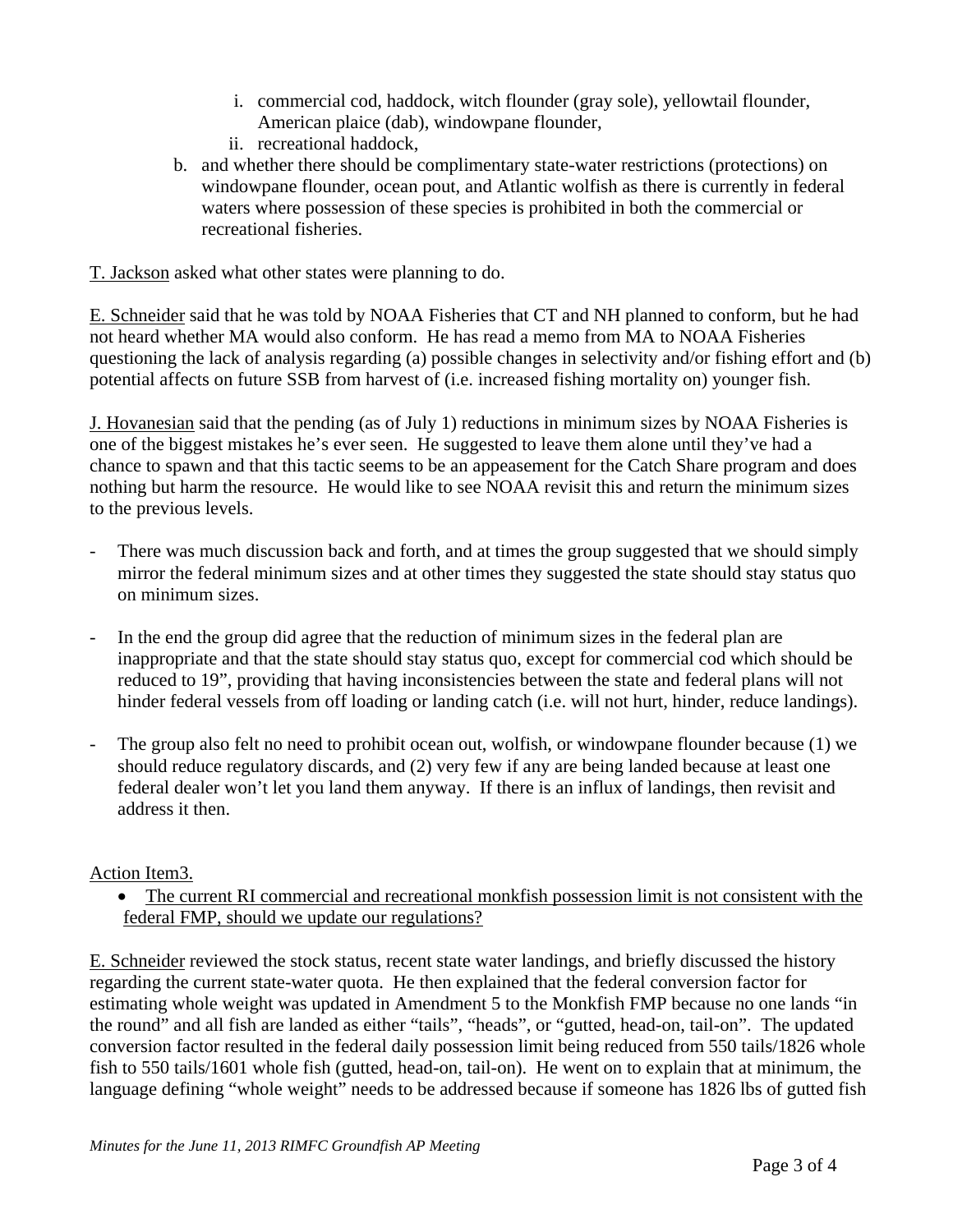i. commercial cod, haddock, witch flounder (gray sole), yellowtail flounder, American plaice (dab), windowpane flounder,
   ii. recreational haddock,

b. and whether there should be complimentary state-water restrictions (protections) on windowpane flounder, ocean pout, and Atlantic wolffish as there is currently in federal waters where possession of these species is prohibited in both the commercial or recreational fisheries.

T. Jackson asked what other states were planning to do.

E. Schneider said that he was told by NOAA Fisheries that CT and NH planned to conform, but he had not heard whether MA would also conform. He has read a memo from MA to NOAA Fisheries questioning the lack of analysis regarding (a) possible changes in selectivity and/or fishing effort and (b) potential affects on future SSB from harvest of (i.e. increased fishing mortality on) younger fish.

J. Hovanesian said that the pending (as of July 1) reductions in minimum sizes by NOAA Fisheries is one of the biggest mistakes he's ever seen. He suggested to leave them alone until they've had a chance to spawn and that this tactic seems to be an appeasement for the Catch Share program and does nothing but harm the resource. He would like to see NOAA revisit this and return the minimum sizes to the previous levels.

- There was much discussion back and forth, and at times the group suggested that we should simply mirror the federal minimum sizes and at other times they suggested the state should stay status quo on minimum sizes.

- In the end the group did agree that the reduction of minimum sizes in the federal plan are inappropriate and that the state should stay status quo, except for commercial cod which should be reduced to 19", providing that having inconsistencies between the state and federal plans will not hinder federal vessels from off loading or landing catch (i.e. will not hurt, hinder, reduce landings).

- The group also felt no need to prohibit ocean out, wolfish, or windowpane flounder because (1) we should reduce regulatory discards, and (2) very few if any are being landed because at least one federal dealer won't let you land them anyway. If there is an influx of landings, then revisit and address it then.

Action Item3.

- The current RI commercial and recreational monkfish possession limit is not consistent with the federal FMP, should we update our regulations?

E. Schneider reviewed the stock status, recent state water landings, and briefly discussed the history regarding the current state-water quota. He then explained that the federal conversion factor for estimating whole weight was updated in Amendment 5 to the Monkfish FMP because no one lands "in the round" and all fish are landed as either "tails", "heads", or "gutted, head-on, tail-on". The updated conversion factor resulted in the federal daily possession limit being reduced from 550 tails/1826 whole fish to 550 tails/1601 whole fish (gutted, head-on, tail-on). He went on to explain that at minimum, the language defining "whole weight" needs to be addressed because if someone has 1826 lbs of gutted fish

*Minutes for the June 11, 2013 RIMFC Groundfish AP Meeting*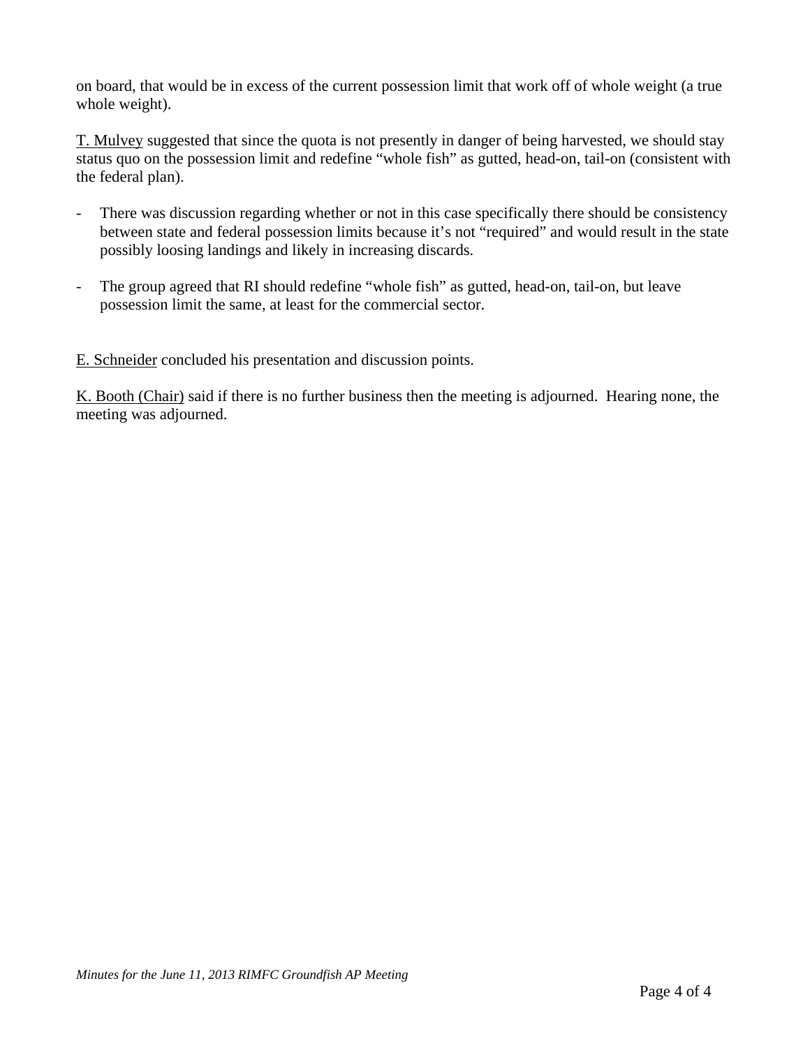on board, that would be in excess of the current possession limit that work off of whole weight (a true whole weight).

T. Mulvey suggested that since the quota is not presently in danger of being harvested, we should stay status quo on the possession limit and redefine "whole fish" as gutted, head-on, tail-on (consistent with the federal plan).

- There was discussion regarding whether or not in this case specifically there should be consistency between state and federal possession limits because it's not "required" and would result in the state possibly loosing landings and likely in increasing discards.
- The group agreed that RI should redefine "whole fish" as gutted, head-on, tail-on, but leave possession limit the same, at least for the commercial sector.

E. Schneider concluded his presentation and discussion points.

K. Booth (Chair) said if there is no further business then the meeting is adjourned. Hearing none, the meeting was adjourned.